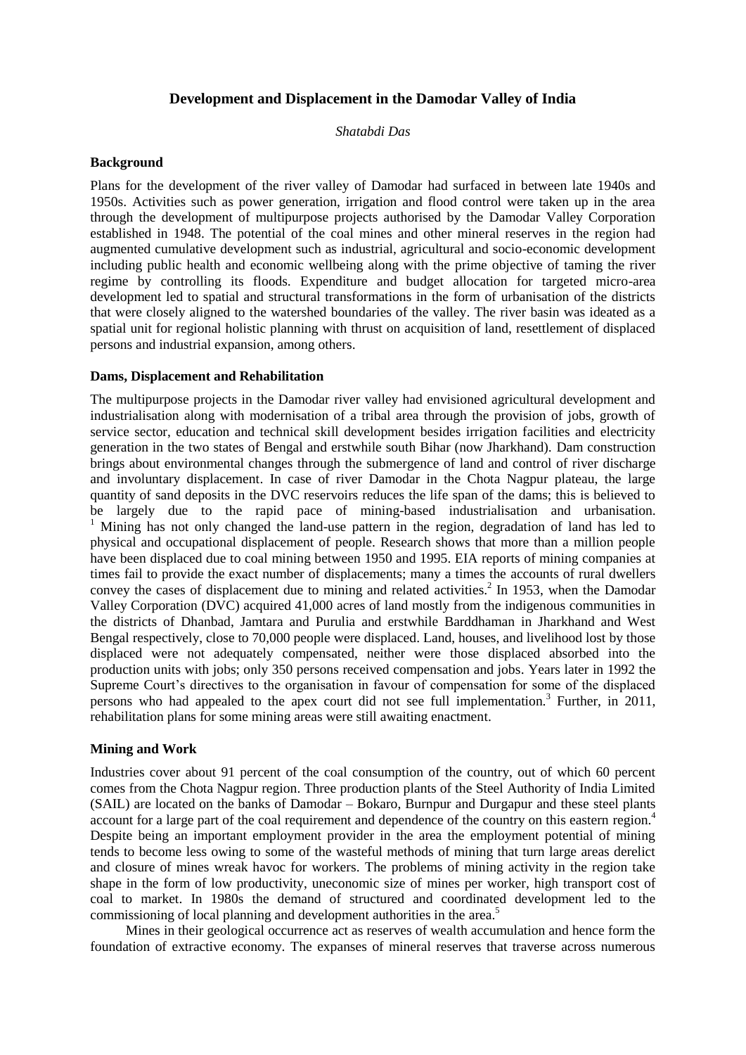# Development and Displacement in the Damodar Valley of India

*Shatabdi Das*

## Background

Plans for the development of the river valley of Damodar had surfaced in between late 1940s and 1950s. Activities such as power generation, irrigation and flood control were taken up in the area through the development of multipurpose projects authorised by the Damodar Valley Corporation established in 1948. The potential of the coal mines and other mineral reserves in the region had augmented cumulative development such as industrial, agricultural and socio-economic development including public health and economic wellbeing along with the prime objective of taming the river regime by controlling its floods. Expenditure and budget allocation for targeted micro-area development led to spatial and structural transformations in the form of urbanisation of the districts that were closely aligned to the watershed boundaries of the valley. The river basin was ideated as a spatial unit for regional holistic planning with thrust on acquisition of land, resettlement of displaced persons and industrial expansion, among others.

## Dams, Displacement and Rehabilitation

The multipurpose projects in the Damodar river valley had envisioned agricultural development and industrialisation along with modernisation of a tribal area through the provision of jobs, growth of service sector, education and technical skill development besides irrigation facilities and electricity generation in the two states of Bengal and erstwhile south Bihar (now Jharkhand). Dam construction brings about environmental changes through the submergence of land and control of river discharge and involuntary displacement. In case of river Damodar in the Chota Nagpur plateau, the large quantity of sand deposits in the DVC reservoirs reduces the life span of the dams; this is believed to be largely due to the rapid pace of mining-based industrialisation and urbanisation. [1] Mining has not only changed the land-use pattern in the region, degradation of land has led to physical and occupational displacement of people. Research shows that more than a million people have been displaced due to coal mining between 1950 and 1995. EIA reports of mining companies at times fail to provide the exact number of displacements; many a times the accounts of rural dwellers convey the cases of displacement due to mining and related activities.[2] In 1953, when the Damodar Valley Corporation (DVC) acquired 41,000 acres of land mostly from the indigenous communities in the districts of Dhanbad, Jamtara and Purulia and erstwhile Barddhaman in Jharkhand and West Bengal respectively, close to 70,000 people were displaced. Land, houses, and livelihood lost by those displaced were not adequately compensated, neither were those displaced absorbed into the production units with jobs; only 350 persons received compensation and jobs. Years later in 1992 the Supreme Court's directives to the organisation in favour of compensation for some of the displaced persons who had appealed to the apex court did not see full implementation.[3] Further, in 2011, rehabilitation plans for some mining areas were still awaiting enactment.

## Mining and Work

Industries cover about 91 percent of the coal consumption of the country, out of which 60 percent comes from the Chota Nagpur region. Three production plants of the Steel Authority of India Limited (SAIL) are located on the banks of Damodar – Bokaro, Burnpur and Durgapur and these steel plants account for a large part of the coal requirement and dependence of the country on this eastern region.[4] Despite being an important employment provider in the area the employment potential of mining tends to become less owing to some of the wasteful methods of mining that turn large areas derelict and closure of mines wreak havoc for workers. The problems of mining activity in the region take shape in the form of low productivity, uneconomic size of mines per worker, high transport cost of coal to market. In 1980s the demand of structured and coordinated development led to the commissioning of local planning and development authorities in the area.[5]

Mines in their geological occurrence act as reserves of wealth accumulation and hence form the foundation of extractive economy. The expanses of mineral reserves that traverse across numerous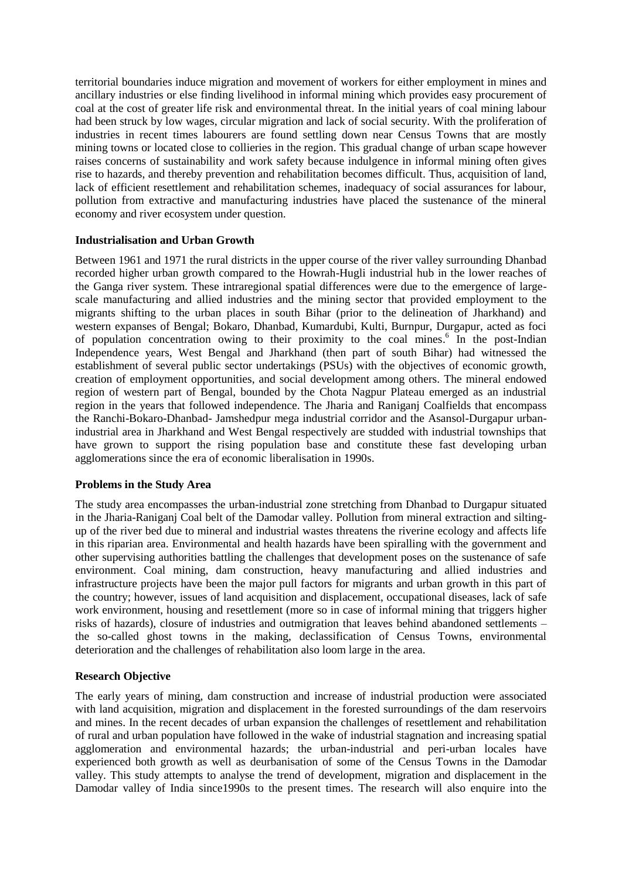territorial boundaries induce migration and movement of workers for either employment in mines and ancillary industries or else finding livelihood in informal mining which provides easy procurement of coal at the cost of greater life risk and environmental threat. In the initial years of coal mining labour had been struck by low wages, circular migration and lack of social security. With the proliferation of industries in recent times labourers are found settling down near Census Towns that are mostly mining towns or located close to collieries in the region. This gradual change of urban scape however raises concerns of sustainability and work safety because indulgence in informal mining often gives rise to hazards, and thereby prevention and rehabilitation becomes difficult. Thus, acquisition of land, lack of efficient resettlement and rehabilitation schemes, inadequacy of social assurances for labour, pollution from extractive and manufacturing industries have placed the sustenance of the mineral economy and river ecosystem under question.

**Industrialisation and Urban Growth**

Between 1961 and 1971 the rural districts in the upper course of the river valley surrounding Dhanbad recorded higher urban growth compared to the Howrah-Hugli industrial hub in the lower reaches of the Ganga river system. These intraregional spatial differences were due to the emergence of large-scale manufacturing and allied industries and the mining sector that provided employment to the migrants shifting to the urban places in south Bihar (prior to the delineation of Jharkhand) and western expanses of Bengal; Bokaro, Dhanbad, Kumardubi, Kulti, Burnpur, Durgapur, acted as foci of population concentration owing to their proximity to the coal mines.[6] In the post-Indian Independence years, West Bengal and Jharkhand (then part of south Bihar) had witnessed the establishment of several public sector undertakings (PSUs) with the objectives of economic growth, creation of employment opportunities, and social development among others. The mineral endowed region of western part of Bengal, bounded by the Chota Nagpur Plateau emerged as an industrial region in the years that followed independence. The Jharia and Raniganj Coalfields that encompass the Ranchi-Bokaro-Dhanbad- Jamshedpur mega industrial corridor and the Asansol-Durgapur urban-industrial area in Jharkhand and West Bengal respectively are studded with industrial townships that have grown to support the rising population base and constitute these fast developing urban agglomerations since the era of economic liberalisation in 1990s.

**Problems in the Study Area**

The study area encompasses the urban-industrial zone stretching from Dhanbad to Durgapur situated in the Jharia-Raniganj Coal belt of the Damodar valley. Pollution from mineral extraction and silting-up of the river bed due to mineral and industrial wastes threatens the riverine ecology and affects life in this riparian area. Environmental and health hazards have been spiralling with the government and other supervising authorities battling the challenges that development poses on the sustenance of safe environment. Coal mining, dam construction, heavy manufacturing and allied industries and infrastructure projects have been the major pull factors for migrants and urban growth in this part of the country; however, issues of land acquisition and displacement, occupational diseases, lack of safe work environment, housing and resettlement (more so in case of informal mining that triggers higher risks of hazards), closure of industries and outmigration that leaves behind abandoned settlements – the so-called ghost towns in the making, declassification of Census Towns, environmental deterioration and the challenges of rehabilitation also loom large in the area.

**Research Objective**

The early years of mining, dam construction and increase of industrial production were associated with land acquisition, migration and displacement in the forested surroundings of the dam reservoirs and mines. In the recent decades of urban expansion the challenges of resettlement and rehabilitation of rural and urban population have followed in the wake of industrial stagnation and increasing spatial agglomeration and environmental hazards; the urban-industrial and peri-urban locales have experienced both growth as well as deurbanisation of some of the Census Towns in the Damodar valley. This study attempts to analyse the trend of development, migration and displacement in the Damodar valley of India since1990s to the present times. The research will also enquire into the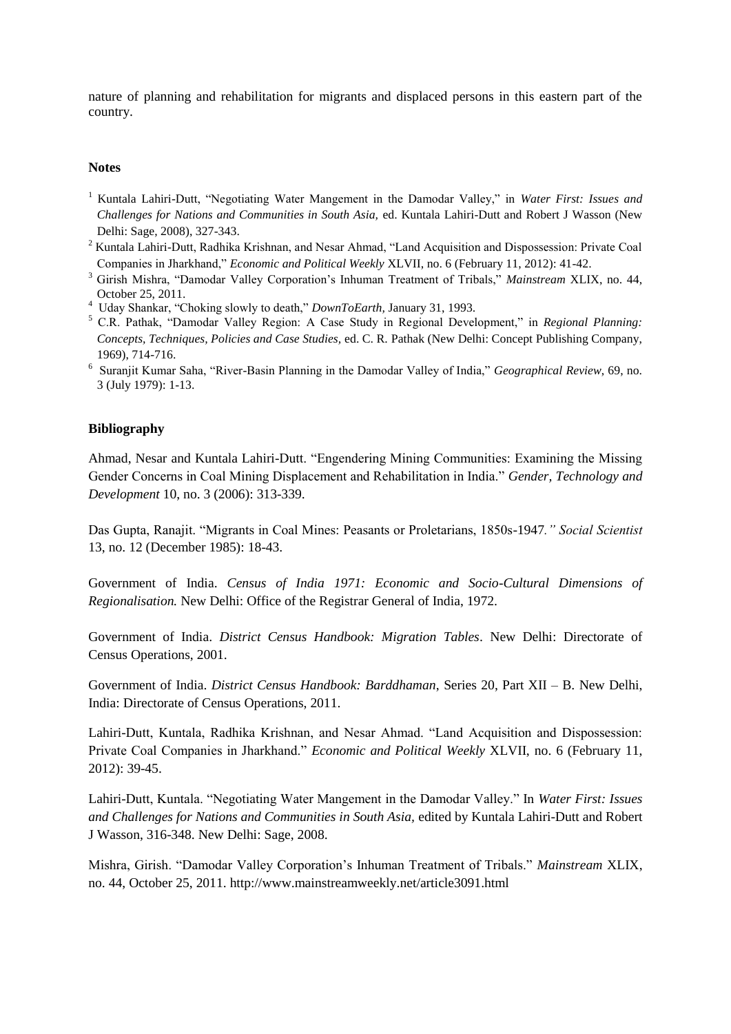nature of planning and rehabilitation for migrants and displaced persons in this eastern part of the country.

**Notes**

[1] Kuntala Lahiri-Dutt, "Negotiating Water Mangement in the Damodar Valley," in *Water First: Issues and Challenges for Nations and Communities in South Asia,* ed. Kuntala Lahiri-Dutt and Robert J Wasson (New Delhi: Sage, 2008), 327-343.

[2] Kuntala Lahiri-Dutt, Radhika Krishnan, and Nesar Ahmad, "Land Acquisition and Dispossession: Private Coal Companies in Jharkhand," *Economic and Political Weekly* XLVII, no. 6 (February 11, 2012): 41-42.

[3] Girish Mishra, "Damodar Valley Corporation's Inhuman Treatment of Tribals," *Mainstream* XLIX, no. 44, October 25, 2011.

[4] Uday Shankar, "Choking slowly to death," *DownToEarth,* January 31, 1993.

[5] C.R. Pathak, "Damodar Valley Region: A Case Study in Regional Development," in *Regional Planning: Concepts, Techniques, Policies and Case Studies,* ed. C. R. Pathak (New Delhi: Concept Publishing Company, 1969), 714-716.

[6] Suranjit Kumar Saha, "River-Basin Planning in the Damodar Valley of India," *Geographical Review,* 69, no. 3 (July 1979): 1-13.

**Bibliography**

Ahmad, Nesar and Kuntala Lahiri-Dutt. "Engendering Mining Communities: Examining the Missing Gender Concerns in Coal Mining Displacement and Rehabilitation in India." *Gender, Technology and Development* 10, no. 3 (2006): 313-339.

Das Gupta, Ranajit. "Migrants in Coal Mines: Peasants or Proletarians, 1850s-1947*." Social Scientist* 13, no. 12 (December 1985): 18-43.

Government of India. *Census of India 1971: Economic and Socio-Cultural Dimensions of Regionalisation.* New Delhi: Office of the Registrar General of India, 1972.

Government of India. *District Census Handbook: Migration Tables*. New Delhi: Directorate of Census Operations, 2001.

Government of India. *District Census Handbook: Barddhaman*, Series 20, Part XII – B. New Delhi, India: Directorate of Census Operations, 2011.

Lahiri-Dutt, Kuntala, Radhika Krishnan, and Nesar Ahmad. "Land Acquisition and Dispossession: Private Coal Companies in Jharkhand." *Economic and Political Weekly* XLVII, no. 6 (February 11, 2012): 39-45.

Lahiri-Dutt, Kuntala. "Negotiating Water Mangement in the Damodar Valley." In *Water First: Issues and Challenges for Nations and Communities in South Asia*, edited by Kuntala Lahiri-Dutt and Robert J Wasson, 316-348. New Delhi: Sage, 2008.

Mishra, Girish. "Damodar Valley Corporation's Inhuman Treatment of Tribals." *Mainstream* XLIX, no. 44, October 25, 2011. http://www.mainstreamweekly.net/article3091.html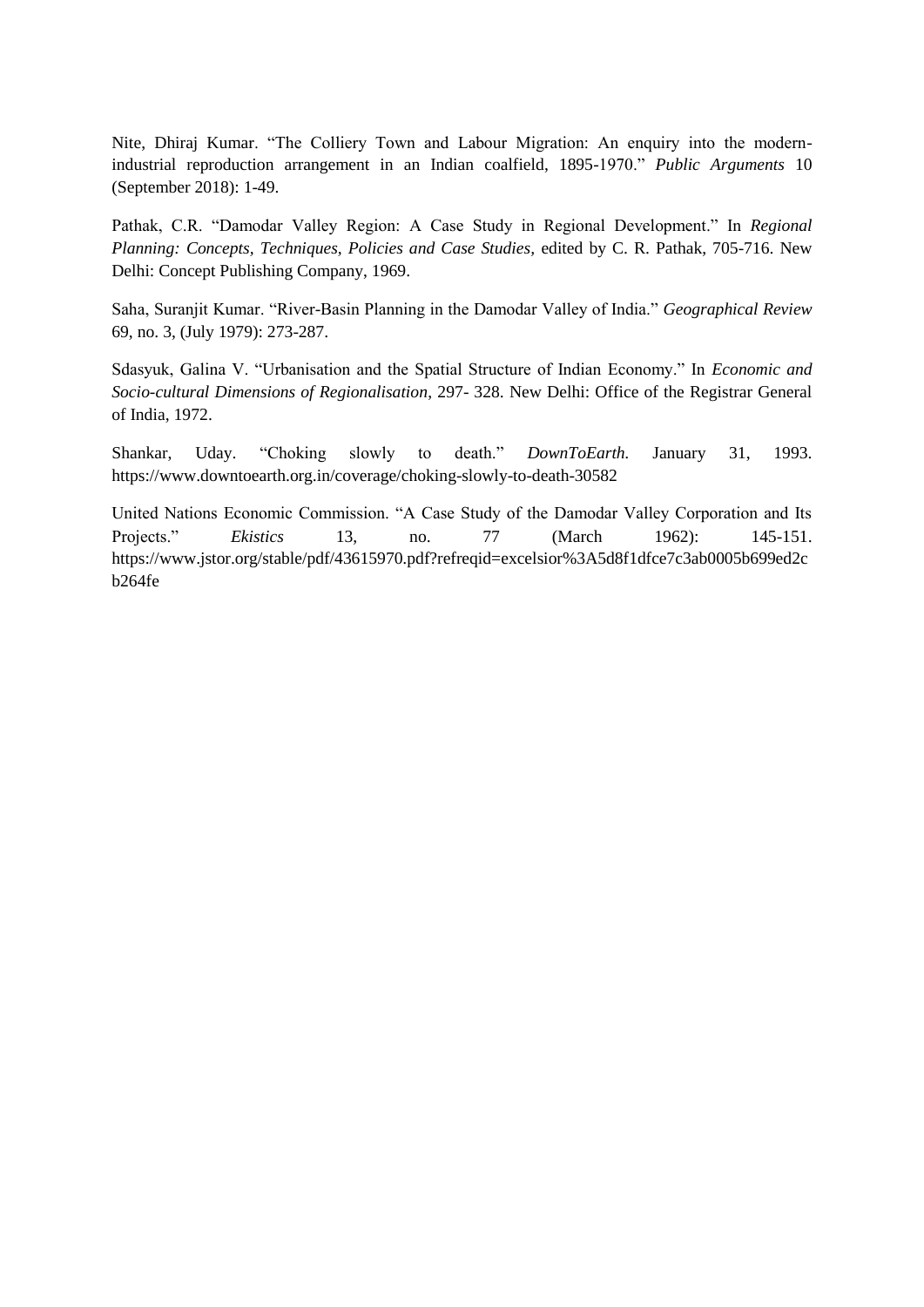Nite, Dhiraj Kumar. "The Colliery Town and Labour Migration: An enquiry into the modern-industrial reproduction arrangement in an Indian coalfield, 1895-1970." *Public Arguments* 10 (September 2018): 1-49.

Pathak, C.R. "Damodar Valley Region: A Case Study in Regional Development." In *Regional Planning: Concepts, Techniques, Policies and Case Studies*, edited by C. R. Pathak, 705-716. New Delhi: Concept Publishing Company, 1969.

Saha, Suranjit Kumar. "River-Basin Planning in the Damodar Valley of India." *Geographical Review* 69, no. 3, (July 1979): 273-287.

Sdasyuk, Galina V. "Urbanisation and the Spatial Structure of Indian Economy." In *Economic and Socio-cultural Dimensions of Regionalisation*, 297- 328. New Delhi: Office of the Registrar General of India, 1972.

Shankar, Uday. "Choking slowly to death." *DownToEarth.* January 31, 1993. https://www.downtoearth.org.in/coverage/choking-slowly-to-death-30582

United Nations Economic Commission. "A Case Study of the Damodar Valley Corporation and Its Projects." *Ekistics* 13, no. 77 (March 1962): 145-151. https://www.jstor.org/stable/pdf/43615970.pdf?refreqid=excelsior%3A5d8f1dfce7c3ab0005b699ed2cb264fe